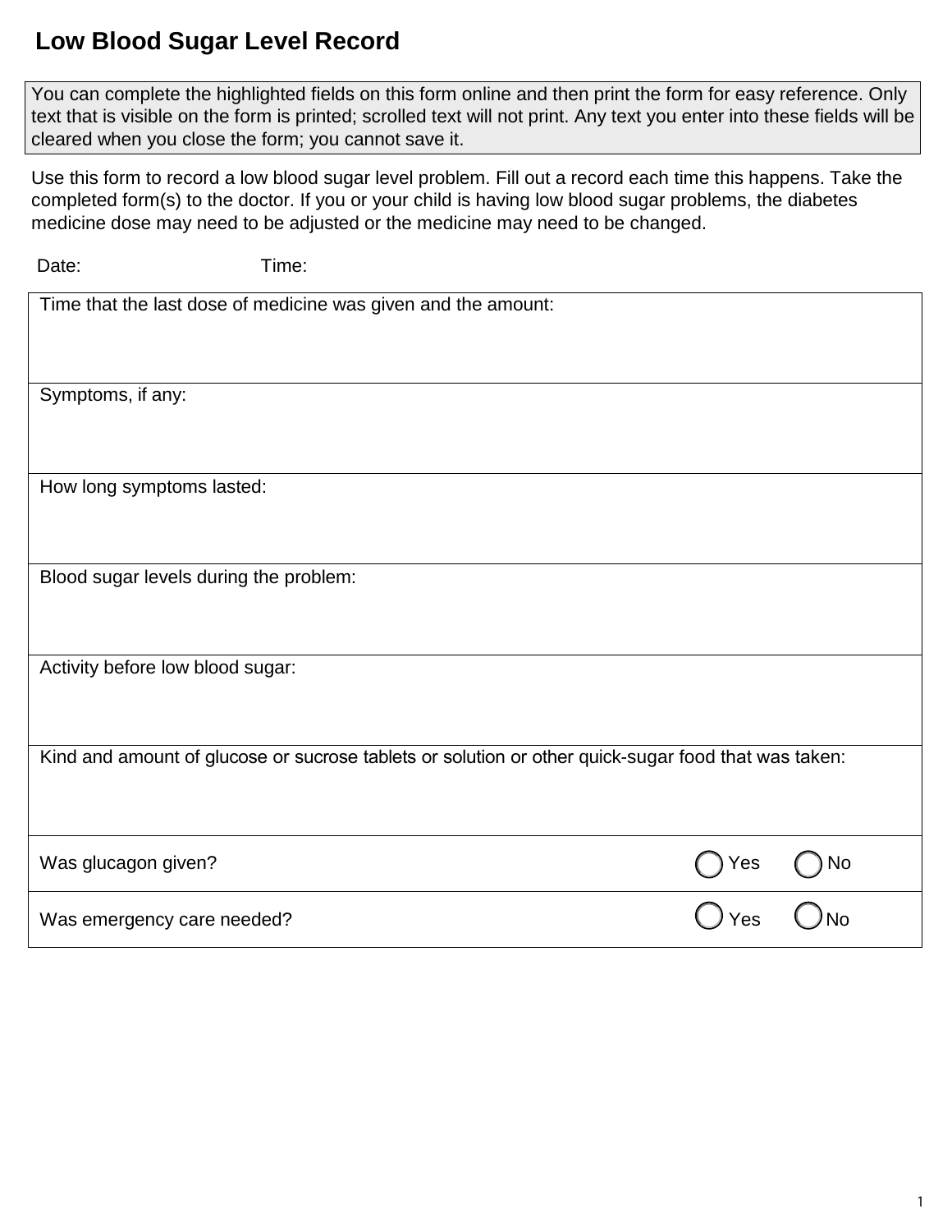# Low Blood Sugar Level Record

You can complete the highlighted fields on this form online and then print the form for easy reference. Only text that is visible on the form is printed; scrolled text will not print. Any text you enter into these fields will be cleared when you close the form; you cannot save it.

Use this form to record a low blood sugar level problem. Fill out a record each time this happens. Take the completed form(s) to the doctor. If you or your child is having low blood sugar problems, the diabetes medicine dose may need to be adjusted or the medicine may need to be changed.

Date: Time:

| Time that the last dose of medicine was given and the amount: | | |
|---|---|---|
| Symptoms, if any: | | |
| How long symptoms lasted: | | |
| Blood sugar levels during the problem: | | |
| Activity before low blood sugar: | | |
| Kind and amount of glucose or sucrose tablets or solution or other quick-sugar food that was taken: | | |
| Was glucagon given? | ◯ Yes | ◯ No |
| Was emergency care needed? | ◯ Yes | ◯ No |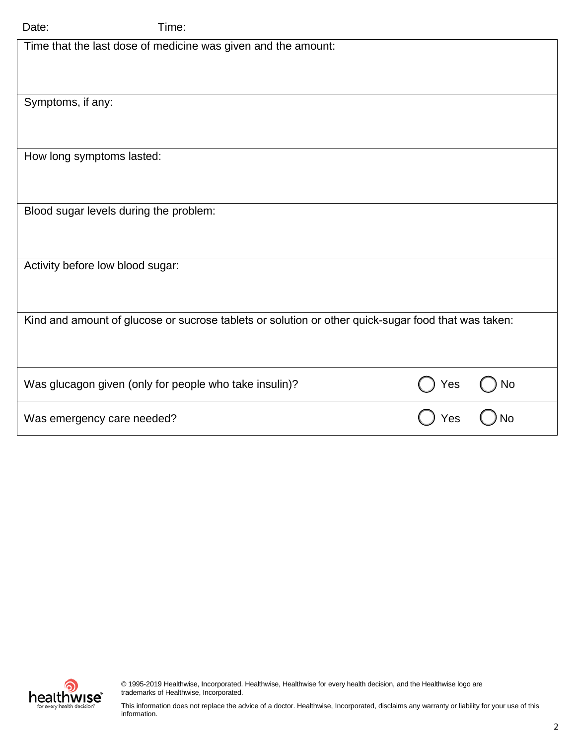Date: Time:

| | |
|---|---|
| Time that the last dose of medicine was given and the amount: | |
| Symptoms, if any: | |
| How long symptoms lasted: | |
| Blood sugar levels during the problem: | |
| Activity before low blood sugar: | |
| Kind and amount of glucose or sucrose tablets or solution or other quick-sugar food that was taken: | |
| Was glucagon given (only for people who take insulin)? | ◯ Yes ◯ No |
| Was emergency care needed? | ◯ Yes ◯ No |

© 1995-2019 Healthwise, Incorporated. Healthwise, Healthwise for every health decision, and the Healthwise logo are trademarks of Healthwise, Incorporated.

This information does not replace the advice of a doctor. Healthwise, Incorporated, disclaims any warranty or liability for your use of this information.